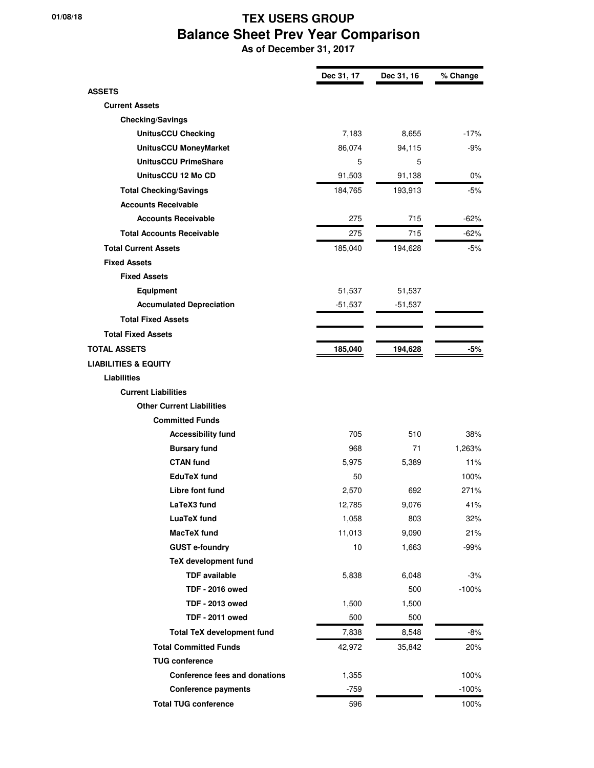01/08/18

# TEX USERS GROUP
## Balance Sheet Prev Year Comparison
**As of December 31, 2017**

| | Dec 31, 17 | Dec 31, 16 | % Change |
|---|---|---|---|
| **ASSETS** | | | |
| **Current Assets** | | | |
| **Checking/Savings** | | | |
| **UnitusCCU Checking** | 7,183 | 8,655 | -17% |
| **UnitusCCU MoneyMarket** | 86,074 | 94,115 | -9% |
| **UnitusCCU PrimeShare** | 5 | 5 | |
| **UnitusCCU 12 Mo CD** | 91,503 | 91,138 | 0% |
| **Total Checking/Savings** | 184,765 | 193,913 | -5% |
| **Accounts Receivable** | | | |
| **Accounts Receivable** | 275 | 715 | -62% |
| **Total Accounts Receivable** | 275 | 715 | -62% |
| **Total Current Assets** | 185,040 | 194,628 | -5% |
| **Fixed Assets** | | | |
| **Fixed Assets** | | | |
| **Equipment** | 51,537 | 51,537 | |
| **Accumulated Depreciation** | -51,537 | -51,537 | |
| **Total Fixed Assets** | | | |
| **Total Fixed Assets** | | | |
| **TOTAL ASSETS** | **185,040** | **194,628** | **-5%** |
| **LIABILITIES & EQUITY** | | | |
| **Liabilities** | | | |
| **Current Liabilities** | | | |
| **Other Current Liabilities** | | | |
| **Committed Funds** | | | |
| **Accessibility fund** | 705 | 510 | 38% |
| **Bursary fund** | 968 | 71 | 1,263% |
| **CTAN fund** | 5,975 | 5,389 | 11% |
| **EduTeX fund** | 50 | | 100% |
| **Libre font fund** | 2,570 | 692 | 271% |
| **LaTeX3 fund** | 12,785 | 9,076 | 41% |
| **LuaTeX fund** | 1,058 | 803 | 32% |
| **MacTeX fund** | 11,013 | 9,090 | 21% |
| **GUST e-foundry** | 10 | 1,663 | -99% |
| **TeX development fund** | | | |
| **TDF available** | 5,838 | 6,048 | -3% |
| **TDF - 2016 owed** | | 500 | -100% |
| **TDF - 2013 owed** | 1,500 | 1,500 | |
| **TDF - 2011 owed** | 500 | 500 | |
| **Total TeX development fund** | 7,838 | 8,548 | -8% |
| **Total Committed Funds** | 42,972 | 35,842 | 20% |
| **TUG conference** | | | |
| **Conference fees and donations** | 1,355 | | 100% |
| **Conference payments** | -759 | | -100% |
| **Total TUG conference** | 596 | | 100% |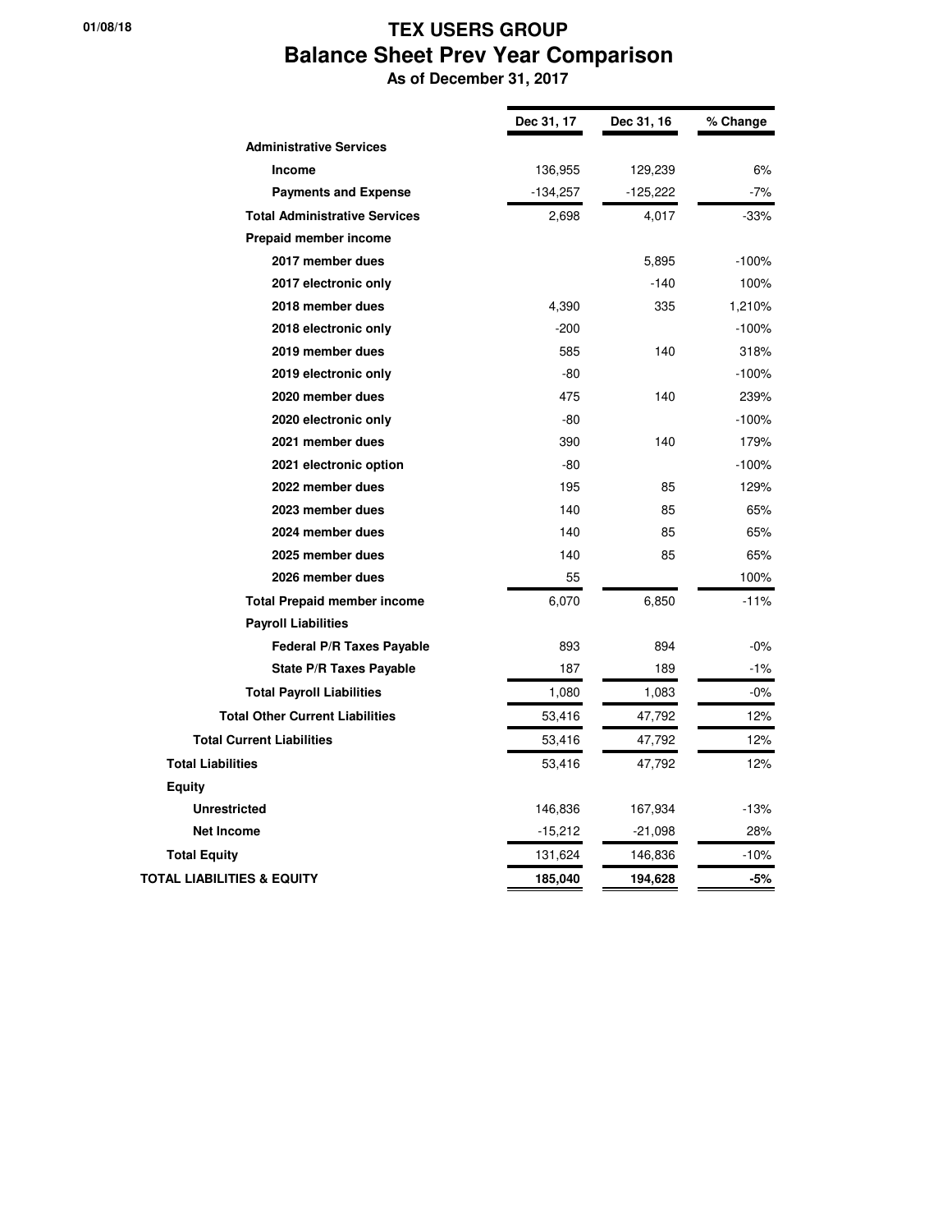# TEX USERS GROUP

## Balance Sheet Prev Year Comparison

**As of December 31, 2017**

| | Dec 31, 17 | Dec 31, 16 | % Change |
|---|---|---|---|
| **Administrative Services** | | | |
| **Income** | 136,955 | 129,239 | 6% |
| **Payments and Expense** | -134,257 | -125,222 | -7% |
| **Total Administrative Services** | 2,698 | 4,017 | -33% |
| **Prepaid member income** | | | |
| **2017 member dues** | | 5,895 | -100% |
| **2017 electronic only** | | -140 | 100% |
| **2018 member dues** | 4,390 | 335 | 1,210% |
| **2018 electronic only** | -200 | | -100% |
| **2019 member dues** | 585 | 140 | 318% |
| **2019 electronic only** | -80 | | -100% |
| **2020 member dues** | 475 | 140 | 239% |
| **2020 electronic only** | -80 | | -100% |
| **2021 member dues** | 390 | 140 | 179% |
| **2021 electronic option** | -80 | | -100% |
| **2022 member dues** | 195 | 85 | 129% |
| **2023 member dues** | 140 | 85 | 65% |
| **2024 member dues** | 140 | 85 | 65% |
| **2025 member dues** | 140 | 85 | 65% |
| **2026 member dues** | 55 | | 100% |
| **Total Prepaid member income** | 6,070 | 6,850 | -11% |
| **Payroll Liabilities** | | | |
| **Federal P/R Taxes Payable** | 893 | 894 | -0% |
| **State P/R Taxes Payable** | 187 | 189 | -1% |
| **Total Payroll Liabilities** | 1,080 | 1,083 | -0% |
| **Total Other Current Liabilities** | 53,416 | 47,792 | 12% |
| **Total Current Liabilities** | 53,416 | 47,792 | 12% |
| **Total Liabilities** | 53,416 | 47,792 | 12% |
| **Equity** | | | |
| **Unrestricted** | 146,836 | 167,934 | -13% |
| **Net Income** | -15,212 | -21,098 | 28% |
| **Total Equity** | 131,624 | 146,836 | -10% |
| **TOTAL LIABILITIES & EQUITY** | **185,040** | **194,628** | **-5%** |